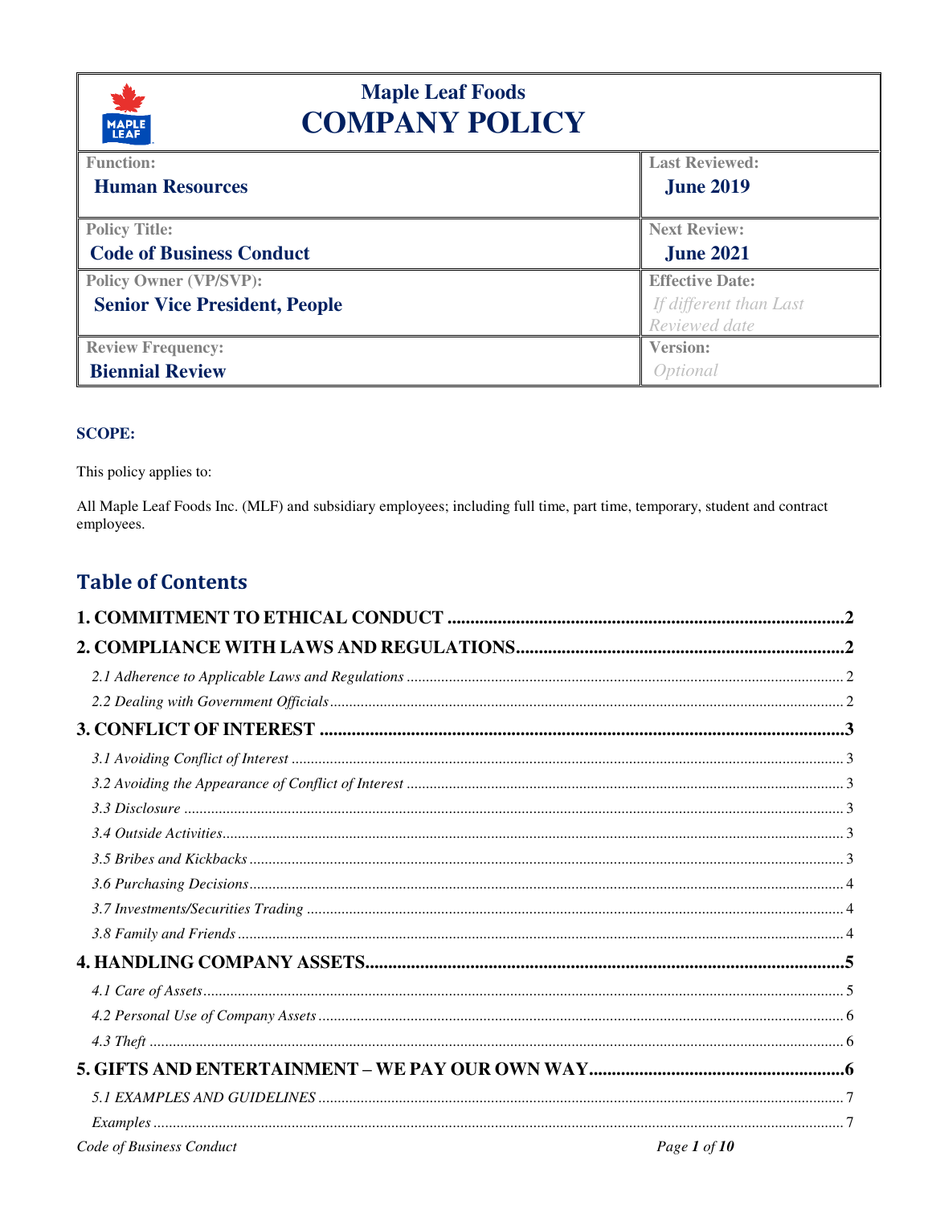# Maple Leaf Foods
# COMPANY POLICY

| Function: Human Resources | Last Reviewed: June 2019 |
|---|---|
| Policy Title: Code of Business Conduct | Next Review: June 2021 |
| Policy Owner (VP/SVP): Senior Vice President, People | Effective Date: *If different than Last Reviewed date* |
| Review Frequency: Biennial Review | Version: *Optional* |

**SCOPE:**

This policy applies to:

All Maple Leaf Foods Inc. (MLF) and subsidiary employees; including full time, part time, temporary, student and contract employees.

## Table of Contents

**1. COMMITMENT TO ETHICAL CONDUCT** .......... 2

**2. COMPLIANCE WITH LAWS AND REGULATIONS** .......... 2

- *2.1 Adherence to Applicable Laws and Regulations* .......... 2
- *2.2 Dealing with Government Officials* .......... 2

**3. CONFLICT OF INTEREST** .......... 3

- *3.1 Avoiding Conflict of Interest* .......... 3
- *3.2 Avoiding the Appearance of Conflict of Interest* .......... 3
- *3.3 Disclosure* .......... 3
- *3.4 Outside Activities* .......... 3
- *3.5 Bribes and Kickbacks* .......... 3
- *3.6 Purchasing Decisions* .......... 4
- *3.7 Investments/Securities Trading* .......... 4
- *3.8 Family and Friends* .......... 4

**4. HANDLING COMPANY ASSETS** .......... 5

- *4.1 Care of Assets* .......... 5
- *4.2 Personal Use of Company Assets* .......... 6
- *4.3 Theft* .......... 6

**5. GIFTS AND ENTERTAINMENT – WE PAY OUR OWN WAY** .......... 6

- *5.1 EXAMPLES AND GUIDELINES* .......... 7
- *Examples* .......... 7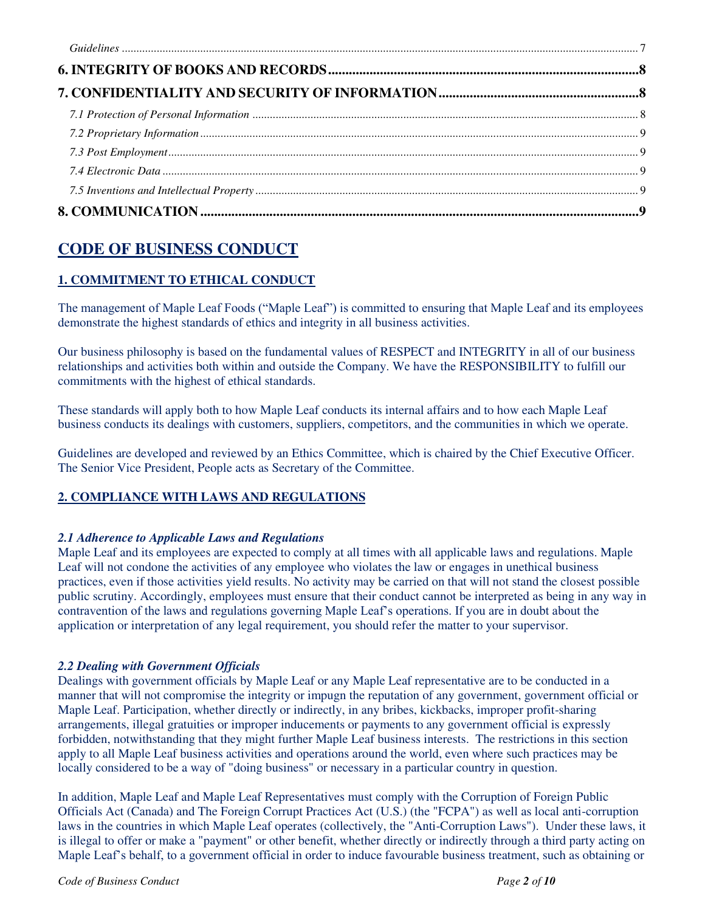*Guidelines* ........................................................................................................................................................ 7

**6. INTEGRITY OF BOOKS AND RECORDS** ........................................................................................ 8

**7. CONFIDENTIALITY AND SECURITY OF INFORMATION** ........................................................ 8

*7.1 Protection of Personal Information* ....................................................................................................... 8

*7.2 Proprietary Information* ......................................................................................................................... 9

*7.3 Post Employment* ..................................................................................................................................... 9

*7.4 Electronic Data* ........................................................................................................................................ 9

*7.5 Inventions and Intellectual Property* ..................................................................................................... 9

**8. COMMUNICATION** ............................................................................................................................ 9

# CODE OF BUSINESS CONDUCT

## 1. COMMITMENT TO ETHICAL CONDUCT

The management of Maple Leaf Foods ("Maple Leaf") is committed to ensuring that Maple Leaf and its employees demonstrate the highest standards of ethics and integrity in all business activities.

Our business philosophy is based on the fundamental values of RESPECT and INTEGRITY in all of our business relationships and activities both within and outside the Company. We have the RESPONSIBILITY to fulfill our commitments with the highest of ethical standards.

These standards will apply both to how Maple Leaf conducts its internal affairs and to how each Maple Leaf business conducts its dealings with customers, suppliers, competitors, and the communities in which we operate.

Guidelines are developed and reviewed by an Ethics Committee, which is chaired by the Chief Executive Officer. The Senior Vice President, People acts as Secretary of the Committee.

## 2. COMPLIANCE WITH LAWS AND REGULATIONS

### *2.1 Adherence to Applicable Laws and Regulations*

Maple Leaf and its employees are expected to comply at all times with all applicable laws and regulations. Maple Leaf will not condone the activities of any employee who violates the law or engages in unethical business practices, even if those activities yield results. No activity may be carried on that will not stand the closest possible public scrutiny. Accordingly, employees must ensure that their conduct cannot be interpreted as being in any way in contravention of the laws and regulations governing Maple Leaf's operations. If you are in doubt about the application or interpretation of any legal requirement, you should refer the matter to your supervisor.

### *2.2 Dealing with Government Officials*

Dealings with government officials by Maple Leaf or any Maple Leaf representative are to be conducted in a manner that will not compromise the integrity or impugn the reputation of any government, government official or Maple Leaf. Participation, whether directly or indirectly, in any bribes, kickbacks, improper profit-sharing arrangements, illegal gratuities or improper inducements or payments to any government official is expressly forbidden, notwithstanding that they might further Maple Leaf business interests. The restrictions in this section apply to all Maple Leaf business activities and operations around the world, even where such practices may be locally considered to be a way of "doing business" or necessary in a particular country in question.

In addition, Maple Leaf and Maple Leaf Representatives must comply with the Corruption of Foreign Public Officials Act (Canada) and The Foreign Corrupt Practices Act (U.S.) (the "FCPA") as well as local anti-corruption laws in the countries in which Maple Leaf operates (collectively, the "Anti-Corruption Laws"). Under these laws, it is illegal to offer or make a "payment" or other benefit, whether directly or indirectly through a third party acting on Maple Leaf's behalf, to a government official in order to induce favourable business treatment, such as obtaining or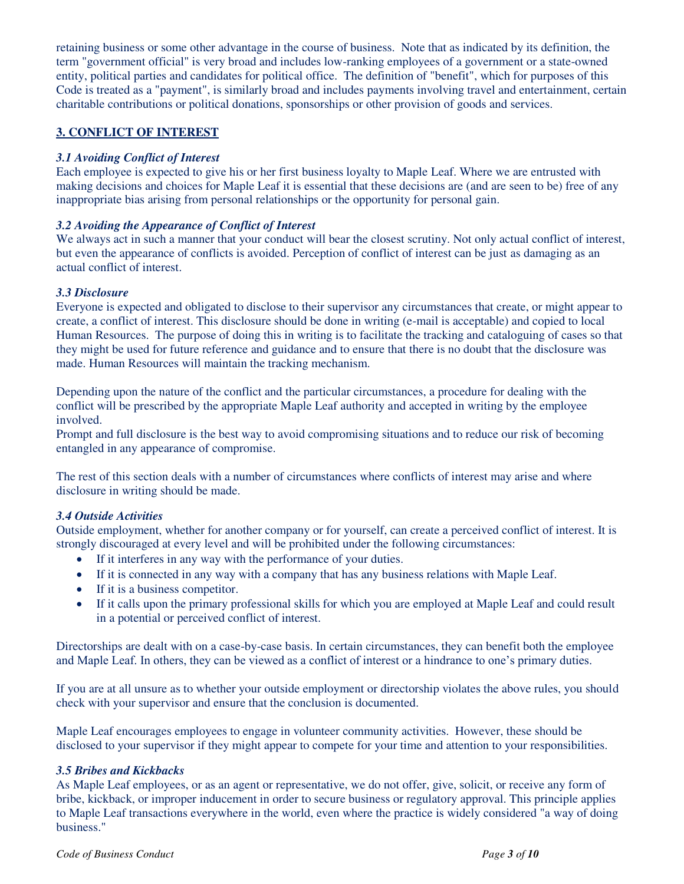retaining business or some other advantage in the course of business. Note that as indicated by its definition, the term "government official" is very broad and includes low-ranking employees of a government or a state-owned entity, political parties and candidates for political office. The definition of "benefit", which for purposes of this Code is treated as a "payment", is similarly broad and includes payments involving travel and entertainment, certain charitable contributions or political donations, sponsorships or other provision of goods and services.

## 3. CONFLICT OF INTEREST

### *3.1 Avoiding Conflict of Interest*

Each employee is expected to give his or her first business loyalty to Maple Leaf. Where we are entrusted with making decisions and choices for Maple Leaf it is essential that these decisions are (and are seen to be) free of any inappropriate bias arising from personal relationships or the opportunity for personal gain.

### *3.2 Avoiding the Appearance of Conflict of Interest*

We always act in such a manner that your conduct will bear the closest scrutiny. Not only actual conflict of interest, but even the appearance of conflicts is avoided. Perception of conflict of interest can be just as damaging as an actual conflict of interest.

### *3.3 Disclosure*

Everyone is expected and obligated to disclose to their supervisor any circumstances that create, or might appear to create, a conflict of interest. This disclosure should be done in writing (e-mail is acceptable) and copied to local Human Resources. The purpose of doing this in writing is to facilitate the tracking and cataloguing of cases so that they might be used for future reference and guidance and to ensure that there is no doubt that the disclosure was made. Human Resources will maintain the tracking mechanism.

Depending upon the nature of the conflict and the particular circumstances, a procedure for dealing with the conflict will be prescribed by the appropriate Maple Leaf authority and accepted in writing by the employee involved.
Prompt and full disclosure is the best way to avoid compromising situations and to reduce our risk of becoming entangled in any appearance of compromise.

The rest of this section deals with a number of circumstances where conflicts of interest may arise and where disclosure in writing should be made.

### *3.4 Outside Activities*

Outside employment, whether for another company or for yourself, can create a perceived conflict of interest. It is strongly discouraged at every level and will be prohibited under the following circumstances:

- If it interferes in any way with the performance of your duties.
- If it is connected in any way with a company that has any business relations with Maple Leaf.
- If it is a business competitor.
- If it calls upon the primary professional skills for which you are employed at Maple Leaf and could result in a potential or perceived conflict of interest.

Directorships are dealt with on a case-by-case basis. In certain circumstances, they can benefit both the employee and Maple Leaf. In others, they can be viewed as a conflict of interest or a hindrance to one's primary duties.

If you are at all unsure as to whether your outside employment or directorship violates the above rules, you should check with your supervisor and ensure that the conclusion is documented.

Maple Leaf encourages employees to engage in volunteer community activities. However, these should be disclosed to your supervisor if they might appear to compete for your time and attention to your responsibilities.

### *3.5 Bribes and Kickbacks*

As Maple Leaf employees, or as an agent or representative, we do not offer, give, solicit, or receive any form of bribe, kickback, or improper inducement in order to secure business or regulatory approval. This principle applies to Maple Leaf transactions everywhere in the world, even where the practice is widely considered "a way of doing business."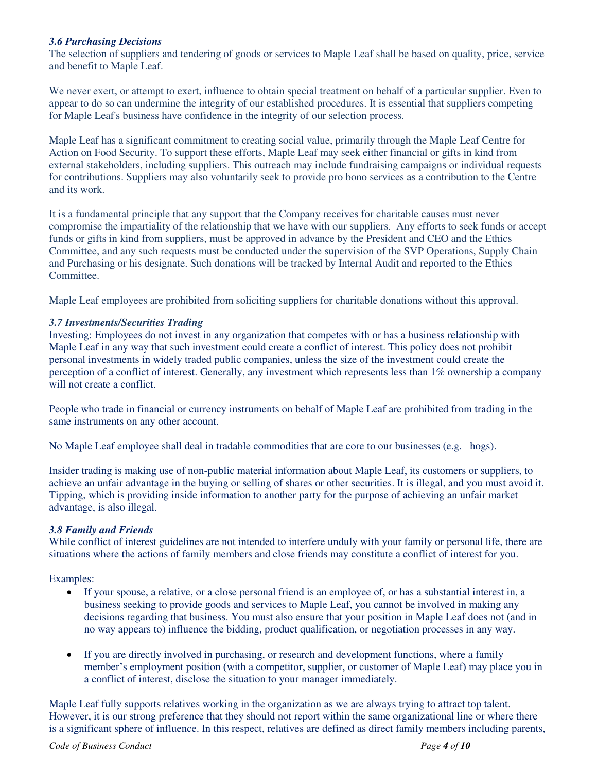### *3.6 Purchasing Decisions*

The selection of suppliers and tendering of goods or services to Maple Leaf shall be based on quality, price, service and benefit to Maple Leaf.

We never exert, or attempt to exert, influence to obtain special treatment on behalf of a particular supplier. Even to appear to do so can undermine the integrity of our established procedures. It is essential that suppliers competing for Maple Leaf's business have confidence in the integrity of our selection process.

Maple Leaf has a significant commitment to creating social value, primarily through the Maple Leaf Centre for Action on Food Security. To support these efforts, Maple Leaf may seek either financial or gifts in kind from external stakeholders, including suppliers. This outreach may include fundraising campaigns or individual requests for contributions. Suppliers may also voluntarily seek to provide pro bono services as a contribution to the Centre and its work.

It is a fundamental principle that any support that the Company receives for charitable causes must never compromise the impartiality of the relationship that we have with our suppliers. Any efforts to seek funds or accept funds or gifts in kind from suppliers, must be approved in advance by the President and CEO and the Ethics Committee, and any such requests must be conducted under the supervision of the SVP Operations, Supply Chain and Purchasing or his designate. Such donations will be tracked by Internal Audit and reported to the Ethics Committee.

Maple Leaf employees are prohibited from soliciting suppliers for charitable donations without this approval.

### *3.7 Investments/Securities Trading*

Investing: Employees do not invest in any organization that competes with or has a business relationship with Maple Leaf in any way that such investment could create a conflict of interest. This policy does not prohibit personal investments in widely traded public companies, unless the size of the investment could create the perception of a conflict of interest. Generally, any investment which represents less than 1% ownership a company will not create a conflict.

People who trade in financial or currency instruments on behalf of Maple Leaf are prohibited from trading in the same instruments on any other account.

No Maple Leaf employee shall deal in tradable commodities that are core to our businesses (e.g. hogs).

Insider trading is making use of non-public material information about Maple Leaf, its customers or suppliers, to achieve an unfair advantage in the buying or selling of shares or other securities. It is illegal, and you must avoid it. Tipping, which is providing inside information to another party for the purpose of achieving an unfair market advantage, is also illegal.

### *3.8 Family and Friends*

While conflict of interest guidelines are not intended to interfere unduly with your family or personal life, there are situations where the actions of family members and close friends may constitute a conflict of interest for you.

Examples:

- If your spouse, a relative, or a close personal friend is an employee of, or has a substantial interest in, a business seeking to provide goods and services to Maple Leaf, you cannot be involved in making any decisions regarding that business. You must also ensure that your position in Maple Leaf does not (and in no way appears to) influence the bidding, product qualification, or negotiation processes in any way.

- If you are directly involved in purchasing, or research and development functions, where a family member's employment position (with a competitor, supplier, or customer of Maple Leaf) may place you in a conflict of interest, disclose the situation to your manager immediately.

Maple Leaf fully supports relatives working in the organization as we are always trying to attract top talent. However, it is our strong preference that they should not report within the same organizational line or where there is a significant sphere of influence. In this respect, relatives are defined as direct family members including parents,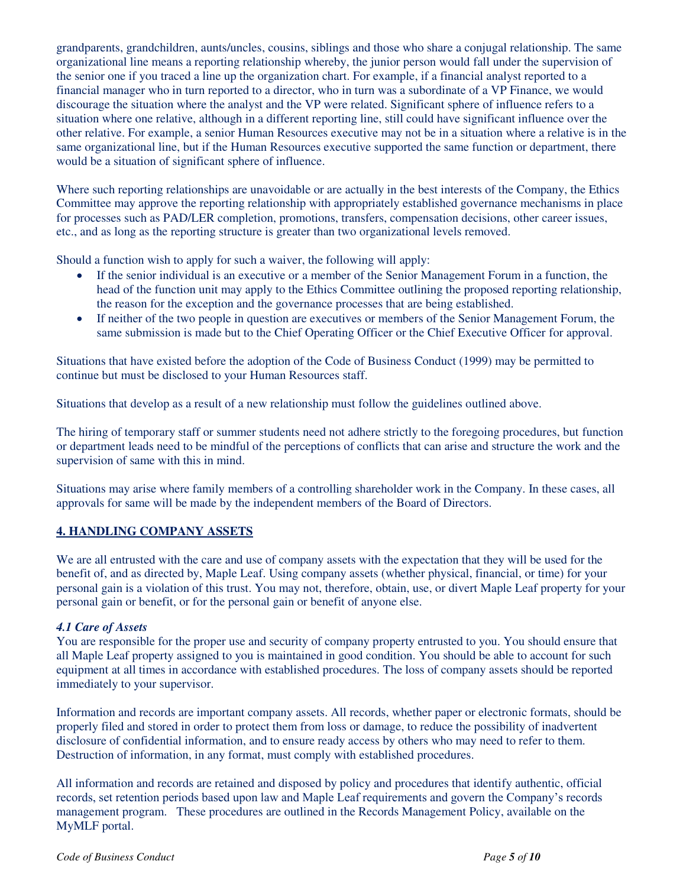grandparents, grandchildren, aunts/uncles, cousins, siblings and those who share a conjugal relationship. The same organizational line means a reporting relationship whereby, the junior person would fall under the supervision of the senior one if you traced a line up the organization chart. For example, if a financial analyst reported to a financial manager who in turn reported to a director, who in turn was a subordinate of a VP Finance, we would discourage the situation where the analyst and the VP were related. Significant sphere of influence refers to a situation where one relative, although in a different reporting line, still could have significant influence over the other relative. For example, a senior Human Resources executive may not be in a situation where a relative is in the same organizational line, but if the Human Resources executive supported the same function or department, there would be a situation of significant sphere of influence.

Where such reporting relationships are unavoidable or are actually in the best interests of the Company, the Ethics Committee may approve the reporting relationship with appropriately established governance mechanisms in place for processes such as PAD/LER completion, promotions, transfers, compensation decisions, other career issues, etc., and as long as the reporting structure is greater than two organizational levels removed.

Should a function wish to apply for such a waiver, the following will apply:

- If the senior individual is an executive or a member of the Senior Management Forum in a function, the head of the function unit may apply to the Ethics Committee outlining the proposed reporting relationship, the reason for the exception and the governance processes that are being established.
- If neither of the two people in question are executives or members of the Senior Management Forum, the same submission is made but to the Chief Operating Officer or the Chief Executive Officer for approval.

Situations that have existed before the adoption of the Code of Business Conduct (1999) may be permitted to continue but must be disclosed to your Human Resources staff.

Situations that develop as a result of a new relationship must follow the guidelines outlined above.

The hiring of temporary staff or summer students need not adhere strictly to the foregoing procedures, but function or department leads need to be mindful of the perceptions of conflicts that can arise and structure the work and the supervision of same with this in mind.

Situations may arise where family members of a controlling shareholder work in the Company. In these cases, all approvals for same will be made by the independent members of the Board of Directors.

## 4. HANDLING COMPANY ASSETS

We are all entrusted with the care and use of company assets with the expectation that they will be used for the benefit of, and as directed by, Maple Leaf. Using company assets (whether physical, financial, or time) for your personal gain is a violation of this trust. You may not, therefore, obtain, use, or divert Maple Leaf property for your personal gain or benefit, or for the personal gain or benefit of anyone else.

### *4.1 Care of Assets*

You are responsible for the proper use and security of company property entrusted to you. You should ensure that all Maple Leaf property assigned to you is maintained in good condition. You should be able to account for such equipment at all times in accordance with established procedures. The loss of company assets should be reported immediately to your supervisor.

Information and records are important company assets. All records, whether paper or electronic formats, should be properly filed and stored in order to protect them from loss or damage, to reduce the possibility of inadvertent disclosure of confidential information, and to ensure ready access by others who may need to refer to them. Destruction of information, in any format, must comply with established procedures.

All information and records are retained and disposed by policy and procedures that identify authentic, official records, set retention periods based upon law and Maple Leaf requirements and govern the Company's records management program. These procedures are outlined in the Records Management Policy, available on the MyMLF portal.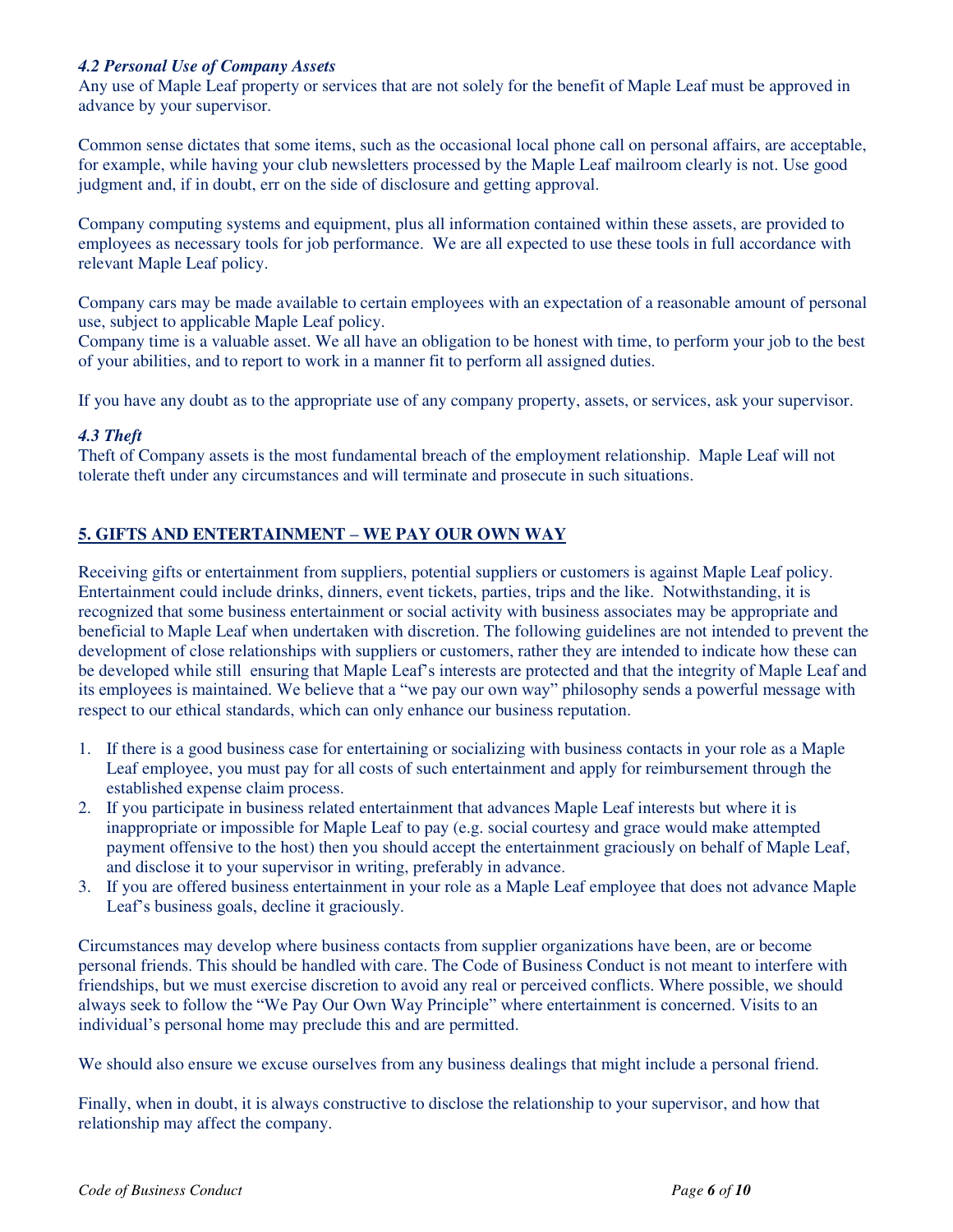### *4.2 Personal Use of Company Assets*

Any use of Maple Leaf property or services that are not solely for the benefit of Maple Leaf must be approved in advance by your supervisor.

Common sense dictates that some items, such as the occasional local phone call on personal affairs, are acceptable, for example, while having your club newsletters processed by the Maple Leaf mailroom clearly is not. Use good judgment and, if in doubt, err on the side of disclosure and getting approval.

Company computing systems and equipment, plus all information contained within these assets, are provided to employees as necessary tools for job performance. We are all expected to use these tools in full accordance with relevant Maple Leaf policy.

Company cars may be made available to certain employees with an expectation of a reasonable amount of personal use, subject to applicable Maple Leaf policy.
Company time is a valuable asset. We all have an obligation to be honest with time, to perform your job to the best of your abilities, and to report to work in a manner fit to perform all assigned duties.

If you have any doubt as to the appropriate use of any company property, assets, or services, ask your supervisor.

### *4.3 Theft*

Theft of Company assets is the most fundamental breach of the employment relationship. Maple Leaf will not tolerate theft under any circumstances and will terminate and prosecute in such situations.

## 5. GIFTS AND ENTERTAINMENT – WE PAY OUR OWN WAY

Receiving gifts or entertainment from suppliers, potential suppliers or customers is against Maple Leaf policy. Entertainment could include drinks, dinners, event tickets, parties, trips and the like. Notwithstanding, it is recognized that some business entertainment or social activity with business associates may be appropriate and beneficial to Maple Leaf when undertaken with discretion. The following guidelines are not intended to prevent the development of close relationships with suppliers or customers, rather they are intended to indicate how these can be developed while still ensuring that Maple Leaf's interests are protected and that the integrity of Maple Leaf and its employees is maintained. We believe that a "we pay our own way" philosophy sends a powerful message with respect to our ethical standards, which can only enhance our business reputation.

1. If there is a good business case for entertaining or socializing with business contacts in your role as a Maple Leaf employee, you must pay for all costs of such entertainment and apply for reimbursement through the established expense claim process.
2. If you participate in business related entertainment that advances Maple Leaf interests but where it is inappropriate or impossible for Maple Leaf to pay (e.g. social courtesy and grace would make attempted payment offensive to the host) then you should accept the entertainment graciously on behalf of Maple Leaf, and disclose it to your supervisor in writing, preferably in advance.
3. If you are offered business entertainment in your role as a Maple Leaf employee that does not advance Maple Leaf's business goals, decline it graciously.

Circumstances may develop where business contacts from supplier organizations have been, are or become personal friends. This should be handled with care. The Code of Business Conduct is not meant to interfere with friendships, but we must exercise discretion to avoid any real or perceived conflicts. Where possible, we should always seek to follow the "We Pay Our Own Way Principle" where entertainment is concerned. Visits to an individual's personal home may preclude this and are permitted.

We should also ensure we excuse ourselves from any business dealings that might include a personal friend.

Finally, when in doubt, it is always constructive to disclose the relationship to your supervisor, and how that relationship may affect the company.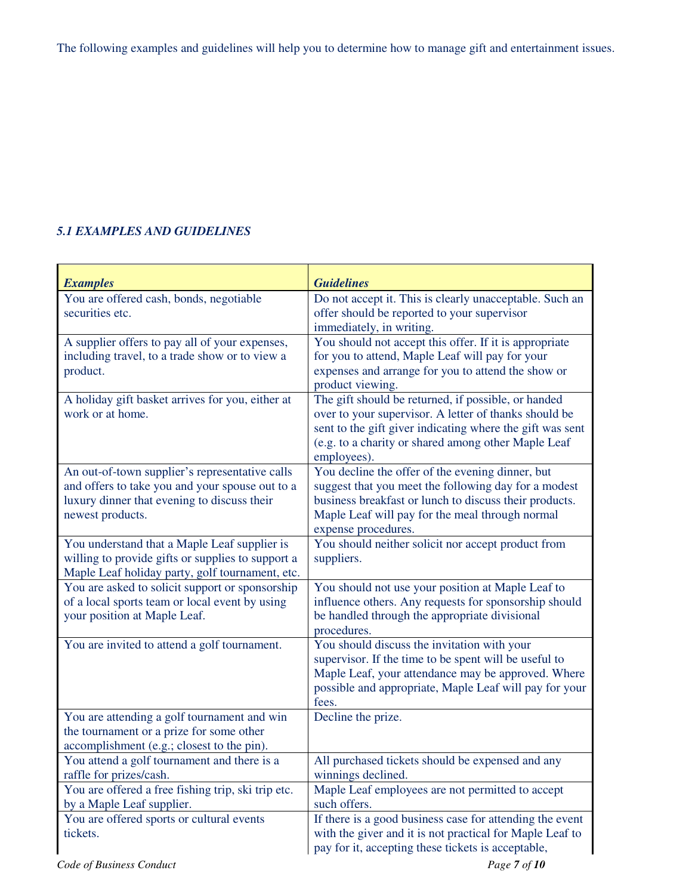The following examples and guidelines will help you to determine how to manage gift and entertainment issues.

### *5.1 EXAMPLES AND GUIDELINES*

| ***Examples*** | ***Guidelines*** |
|---|---|
| You are offered cash, bonds, negotiable securities etc. | Do not accept it. This is clearly unacceptable. Such an offer should be reported to your supervisor immediately, in writing. |
| A supplier offers to pay all of your expenses, including travel, to a trade show or to view a product. | You should not accept this offer. If it is appropriate for you to attend, Maple Leaf will pay for your expenses and arrange for you to attend the show or product viewing. |
| A holiday gift basket arrives for you, either at work or at home. | The gift should be returned, if possible, or handed over to your supervisor. A letter of thanks should be sent to the gift giver indicating where the gift was sent (e.g. to a charity or shared among other Maple Leaf employees). |
| An out-of-town supplier's representative calls and offers to take you and your spouse out to a luxury dinner that evening to discuss their newest products. | You decline the offer of the evening dinner, but suggest that you meet the following day for a modest business breakfast or lunch to discuss their products. Maple Leaf will pay for the meal through normal expense procedures. |
| You understand that a Maple Leaf supplier is willing to provide gifts or supplies to support a Maple Leaf holiday party, golf tournament, etc. | You should neither solicit nor accept product from suppliers. |
| You are asked to solicit support or sponsorship of a local sports team or local event by using your position at Maple Leaf. | You should not use your position at Maple Leaf to influence others. Any requests for sponsorship should be handled through the appropriate divisional procedures. |
| You are invited to attend a golf tournament. | You should discuss the invitation with your supervisor. If the time to be spent will be useful to Maple Leaf, your attendance may be approved. Where possible and appropriate, Maple Leaf will pay for your fees. |
| You are attending a golf tournament and win the tournament or a prize for some other accomplishment (e.g.; closest to the pin). | Decline the prize. |
| You attend a golf tournament and there is a raffle for prizes/cash. | All purchased tickets should be expensed and any winnings declined. |
| You are offered a free fishing trip, ski trip etc. by a Maple Leaf supplier. | Maple Leaf employees are not permitted to accept such offers. |
| You are offered sports or cultural events tickets. | If there is a good business case for attending the event with the giver and it is not practical for Maple Leaf to pay for it, accepting these tickets is acceptable, |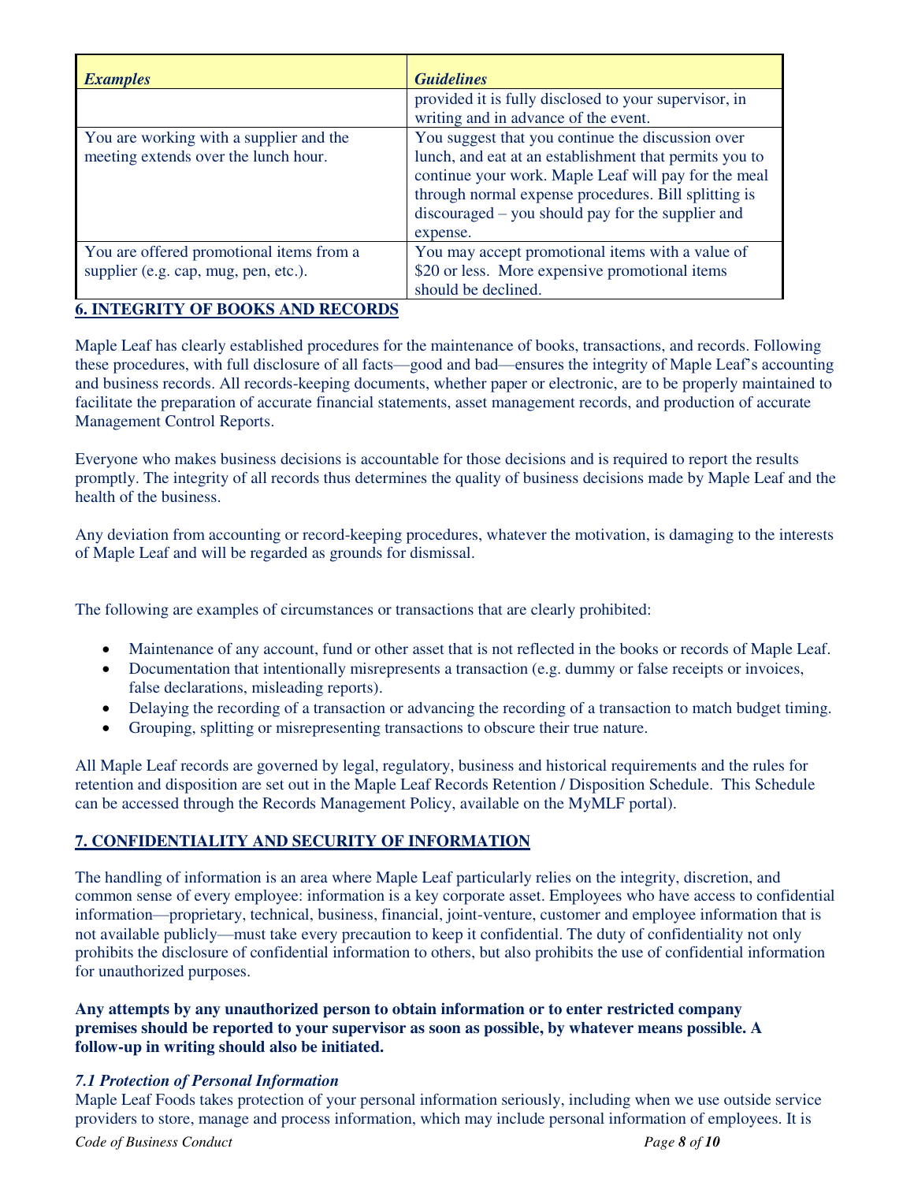| *Examples* | *Guidelines* |
|---|---|
| | provided it is fully disclosed to your supervisor, in writing and in advance of the event. |
| You are working with a supplier and the meeting extends over the lunch hour. | You suggest that you continue the discussion over lunch, and eat at an establishment that permits you to continue your work. Maple Leaf will pay for the meal through normal expense procedures. Bill splitting is discouraged – you should pay for the supplier and expense. |
| You are offered promotional items from a supplier (e.g. cap, mug, pen, etc.). | You may accept promotional items with a value of $20 or less. More expensive promotional items should be declined. |

## 6. INTEGRITY OF BOOKS AND RECORDS

Maple Leaf has clearly established procedures for the maintenance of books, transactions, and records. Following these procedures, with full disclosure of all facts—good and bad—ensures the integrity of Maple Leaf's accounting and business records. All records-keeping documents, whether paper or electronic, are to be properly maintained to facilitate the preparation of accurate financial statements, asset management records, and production of accurate Management Control Reports.

Everyone who makes business decisions is accountable for those decisions and is required to report the results promptly. The integrity of all records thus determines the quality of business decisions made by Maple Leaf and the health of the business.

Any deviation from accounting or record-keeping procedures, whatever the motivation, is damaging to the interests of Maple Leaf and will be regarded as grounds for dismissal.

The following are examples of circumstances or transactions that are clearly prohibited:

- Maintenance of any account, fund or other asset that is not reflected in the books or records of Maple Leaf.
- Documentation that intentionally misrepresents a transaction (e.g. dummy or false receipts or invoices, false declarations, misleading reports).
- Delaying the recording of a transaction or advancing the recording of a transaction to match budget timing.
- Grouping, splitting or misrepresenting transactions to obscure their true nature.

All Maple Leaf records are governed by legal, regulatory, business and historical requirements and the rules for retention and disposition are set out in the Maple Leaf Records Retention / Disposition Schedule. This Schedule can be accessed through the Records Management Policy, available on the MyMLF portal).

## 7. CONFIDENTIALITY AND SECURITY OF INFORMATION

The handling of information is an area where Maple Leaf particularly relies on the integrity, discretion, and common sense of every employee: information is a key corporate asset. Employees who have access to confidential information—proprietary, technical, business, financial, joint-venture, customer and employee information that is not available publicly—must take every precaution to keep it confidential. The duty of confidentiality not only prohibits the disclosure of confidential information to others, but also prohibits the use of confidential information for unauthorized purposes.

**Any attempts by any unauthorized person to obtain information or to enter restricted company premises should be reported to your supervisor as soon as possible, by whatever means possible. A follow-up in writing should also be initiated.**

### *7.1 Protection of Personal Information*

Maple Leaf Foods takes protection of your personal information seriously, including when we use outside service providers to store, manage and process information, which may include personal information of employees. It is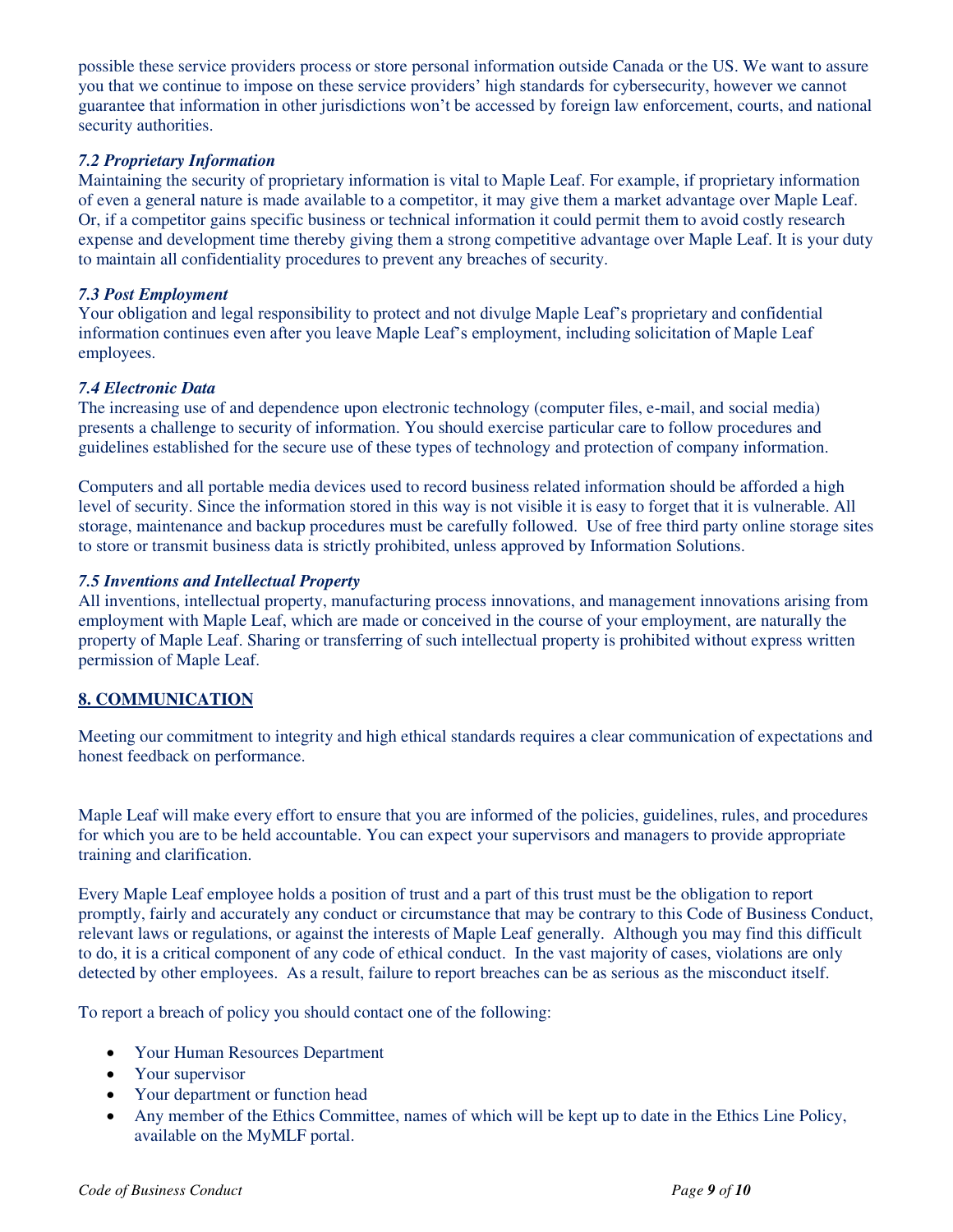possible these service providers process or store personal information outside Canada or the US. We want to assure you that we continue to impose on these service providers' high standards for cybersecurity, however we cannot guarantee that information in other jurisdictions won't be accessed by foreign law enforcement, courts, and national security authorities.

### *7.2 Proprietary Information*

Maintaining the security of proprietary information is vital to Maple Leaf. For example, if proprietary information of even a general nature is made available to a competitor, it may give them a market advantage over Maple Leaf. Or, if a competitor gains specific business or technical information it could permit them to avoid costly research expense and development time thereby giving them a strong competitive advantage over Maple Leaf. It is your duty to maintain all confidentiality procedures to prevent any breaches of security.

### *7.3 Post Employment*

Your obligation and legal responsibility to protect and not divulge Maple Leaf's proprietary and confidential information continues even after you leave Maple Leaf's employment, including solicitation of Maple Leaf employees.

### *7.4 Electronic Data*

The increasing use of and dependence upon electronic technology (computer files, e-mail, and social media) presents a challenge to security of information. You should exercise particular care to follow procedures and guidelines established for the secure use of these types of technology and protection of company information.

Computers and all portable media devices used to record business related information should be afforded a high level of security. Since the information stored in this way is not visible it is easy to forget that it is vulnerable. All storage, maintenance and backup procedures must be carefully followed. Use of free third party online storage sites to store or transmit business data is strictly prohibited, unless approved by Information Solutions.

### *7.5 Inventions and Intellectual Property*

All inventions, intellectual property, manufacturing process innovations, and management innovations arising from employment with Maple Leaf, which are made or conceived in the course of your employment, are naturally the property of Maple Leaf. Sharing or transferring of such intellectual property is prohibited without express written permission of Maple Leaf.

## 8. COMMUNICATION

Meeting our commitment to integrity and high ethical standards requires a clear communication of expectations and honest feedback on performance.

Maple Leaf will make every effort to ensure that you are informed of the policies, guidelines, rules, and procedures for which you are to be held accountable. You can expect your supervisors and managers to provide appropriate training and clarification.

Every Maple Leaf employee holds a position of trust and a part of this trust must be the obligation to report promptly, fairly and accurately any conduct or circumstance that may be contrary to this Code of Business Conduct, relevant laws or regulations, or against the interests of Maple Leaf generally. Although you may find this difficult to do, it is a critical component of any code of ethical conduct. In the vast majority of cases, violations are only detected by other employees. As a result, failure to report breaches can be as serious as the misconduct itself.

To report a breach of policy you should contact one of the following:

- Your Human Resources Department
- Your supervisor
- Your department or function head
- Any member of the Ethics Committee, names of which will be kept up to date in the Ethics Line Policy, available on the MyMLF portal.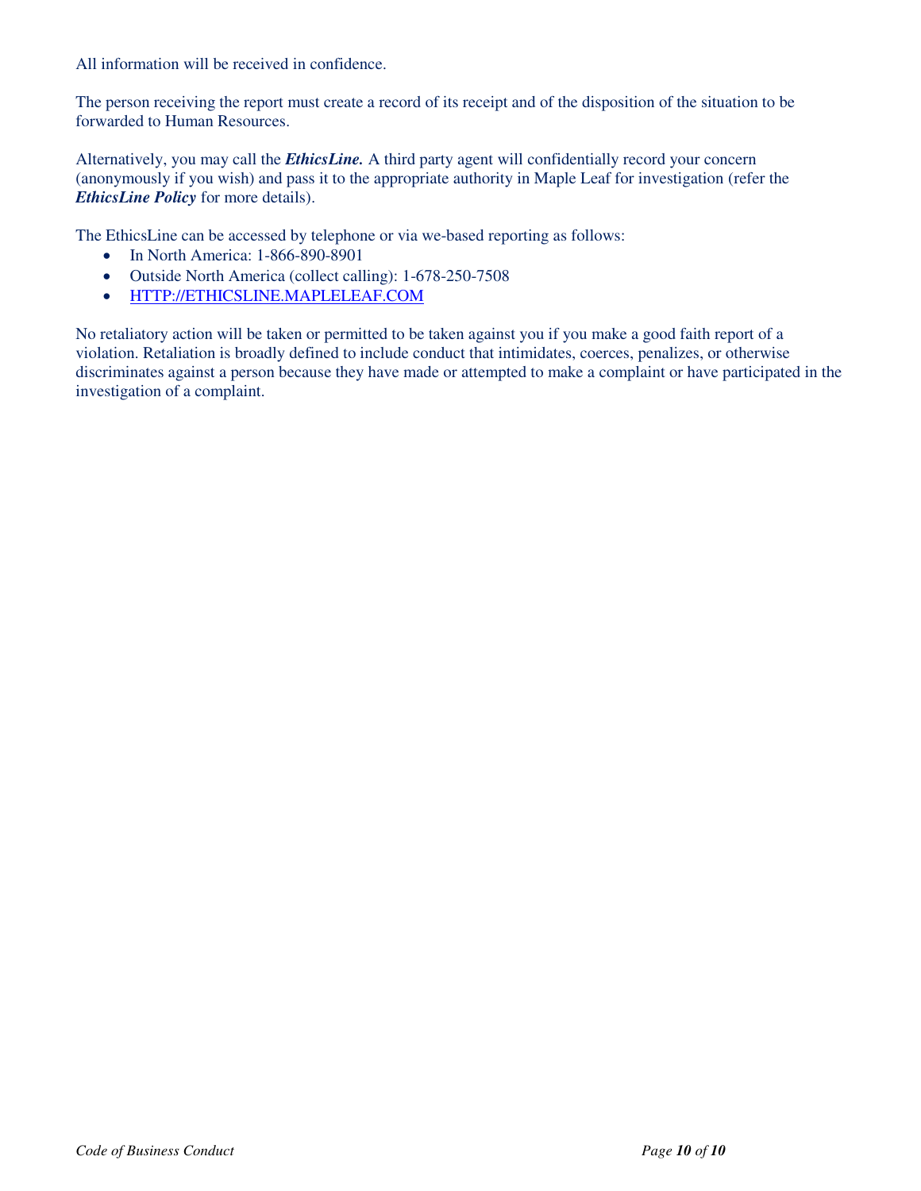All information will be received in confidence.

The person receiving the report must create a record of its receipt and of the disposition of the situation to be forwarded to Human Resources.

Alternatively, you may call the ***EthicsLine.*** A third party agent will confidentially record your concern (anonymously if you wish) and pass it to the appropriate authority in Maple Leaf for investigation (refer the ***EthicsLine Policy*** for more details).

The EthicsLine can be accessed by telephone or via we-based reporting as follows:

- In North America: 1-866-890-8901
- Outside North America (collect calling): 1-678-250-7508
- [HTTP://ETHICSLINE.MAPLELEAF.COM](HTTP://ETHICSLINE.MAPLELEAF.COM)

No retaliatory action will be taken or permitted to be taken against you if you make a good faith report of a violation. Retaliation is broadly defined to include conduct that intimidates, coerces, penalizes, or otherwise discriminates against a person because they have made or attempted to make a complaint or have participated in the investigation of a complaint.